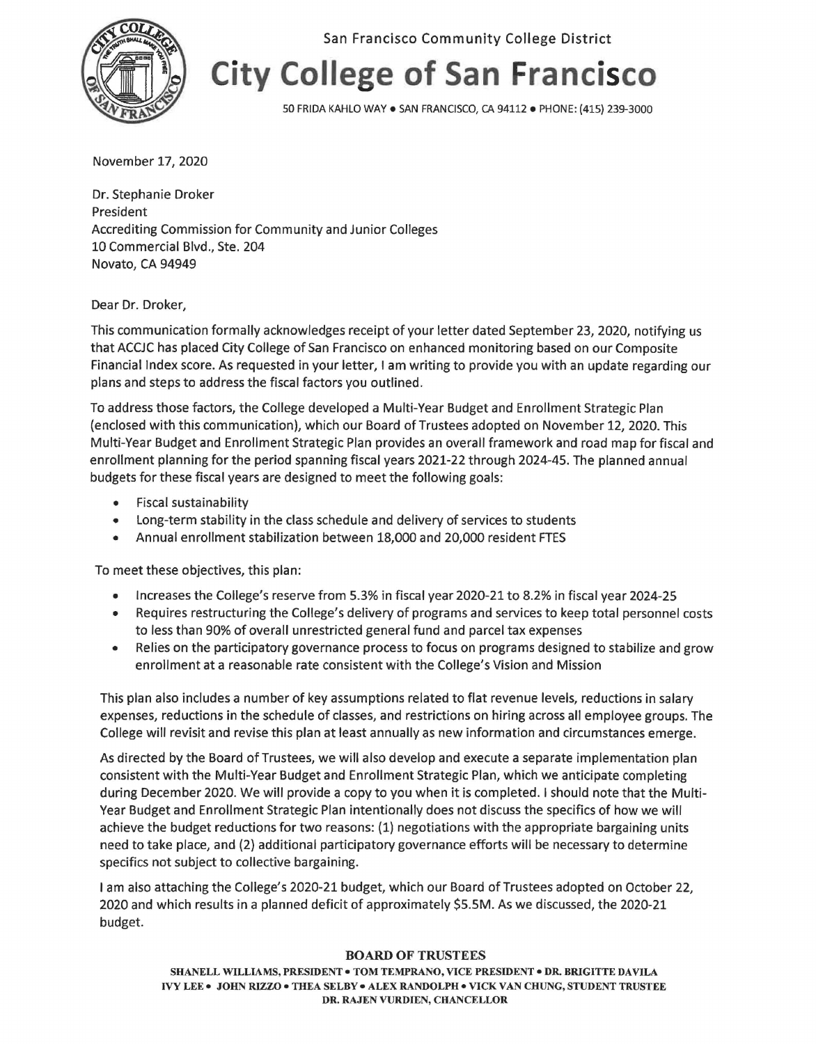San Francisco Community College District

# City College of San Francisco

50 FRIDA KAHLO WAY • SAN FRANCISCO, CA 94112 • PHONE: (415) 239-3000

November 17, 2020

Dr. Stephanie Droker
President
Accrediting Commission for Community and Junior Colleges
10 Commercial Blvd., Ste. 204
Novato, CA 94949

Dear Dr. Droker,

This communication formally acknowledges receipt of your letter dated September 23, 2020, notifying us that ACCJC has placed City College of San Francisco on enhanced monitoring based on our Composite Financial Index score. As requested in your letter, I am writing to provide you with an update regarding our plans and steps to address the fiscal factors you outlined.

To address those factors, the College developed a Multi-Year Budget and Enrollment Strategic Plan (enclosed with this communication), which our Board of Trustees adopted on November 12, 2020. This Multi-Year Budget and Enrollment Strategic Plan provides an overall framework and road map for fiscal and enrollment planning for the period spanning fiscal years 2021-22 through 2024-45. The planned annual budgets for these fiscal years are designed to meet the following goals:

- Fiscal sustainability
- Long-term stability in the class schedule and delivery of services to students
- Annual enrollment stabilization between 18,000 and 20,000 resident FTES

To meet these objectives, this plan:

- Increases the College's reserve from 5.3% in fiscal year 2020-21 to 8.2% in fiscal year 2024-25
- Requires restructuring the College's delivery of programs and services to keep total personnel costs to less than 90% of overall unrestricted general fund and parcel tax expenses
- Relies on the participatory governance process to focus on programs designed to stabilize and grow enrollment at a reasonable rate consistent with the College's Vision and Mission

This plan also includes a number of key assumptions related to flat revenue levels, reductions in salary expenses, reductions in the schedule of classes, and restrictions on hiring across all employee groups. The College will revisit and revise this plan at least annually as new information and circumstances emerge.

As directed by the Board of Trustees, we will also develop and execute a separate implementation plan consistent with the Multi-Year Budget and Enrollment Strategic Plan, which we anticipate completing during December 2020. We will provide a copy to you when it is completed. I should note that the Multi-Year Budget and Enrollment Strategic Plan intentionally does not discuss the specifics of how we will achieve the budget reductions for two reasons: (1) negotiations with the appropriate bargaining units need to take place, and (2) additional participatory governance efforts will be necessary to determine specifics not subject to collective bargaining.

I am also attaching the College's 2020-21 budget, which our Board of Trustees adopted on October 22, 2020 and which results in a planned deficit of approximately $5.5M. As we discussed, the 2020-21 budget.

**BOARD OF TRUSTEES**

**SHANELL WILLIAMS, PRESIDENT • TOM TEMPRANO, VICE PRESIDENT • DR. BRIGITTE DAVILA**
**IVY LEE • JOHN RIZZO • THEA SELBY • ALEX RANDOLPH • VICK VAN CHUNG, STUDENT TRUSTEE**
**DR. RAJEN VURDIEN, CHANCELLOR**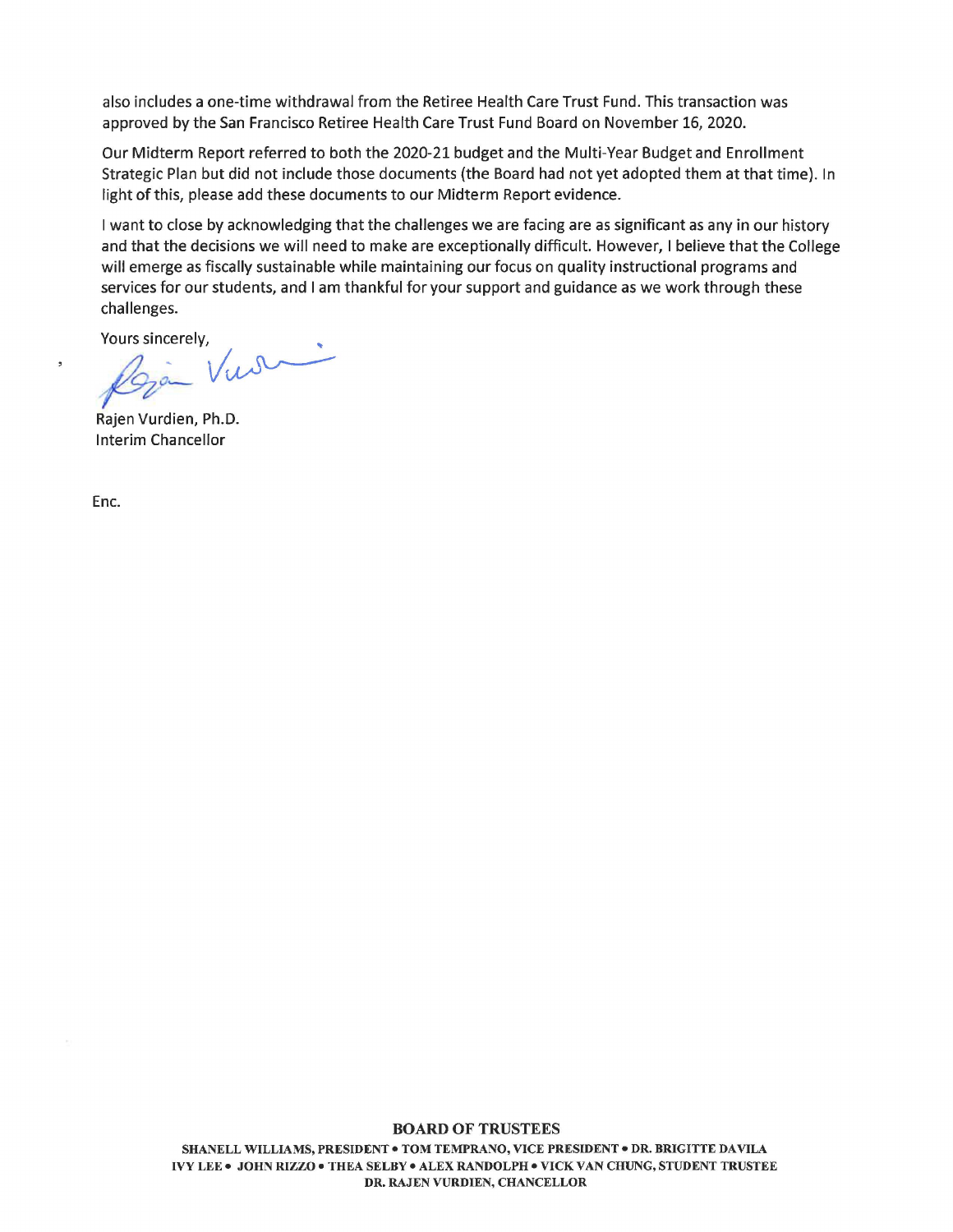also includes a one-time withdrawal from the Retiree Health Care Trust Fund. This transaction was approved by the San Francisco Retiree Health Care Trust Fund Board on November 16, 2020.

Our Midterm Report referred to both the 2020-21 budget and the Multi-Year Budget and Enrollment Strategic Plan but did not include those documents (the Board had not yet adopted them at that time). In light of this, please add these documents to our Midterm Report evidence.

I want to close by acknowledging that the challenges we are facing are as significant as any in our history and that the decisions we will need to make are exceptionally difficult. However, I believe that the College will emerge as fiscally sustainable while maintaining our focus on quality instructional programs and services for our students, and I am thankful for your support and guidance as we work through these challenges.

Yours sincerely,

Rajen Vurdien, Ph.D.
Interim Chancellor

Enc.

**BOARD OF TRUSTEES**

SHANELL WILLIAMS, PRESIDENT • TOM TEMPRANO, VICE PRESIDENT • DR. BRIGITTE DAVILA
IVY LEE • JOHN RIZZO • THEA SELBY • ALEX RANDOLPH • VICK VAN CHUNG, STUDENT TRUSTEE
DR. RAJEN VURDIEN, CHANCELLOR